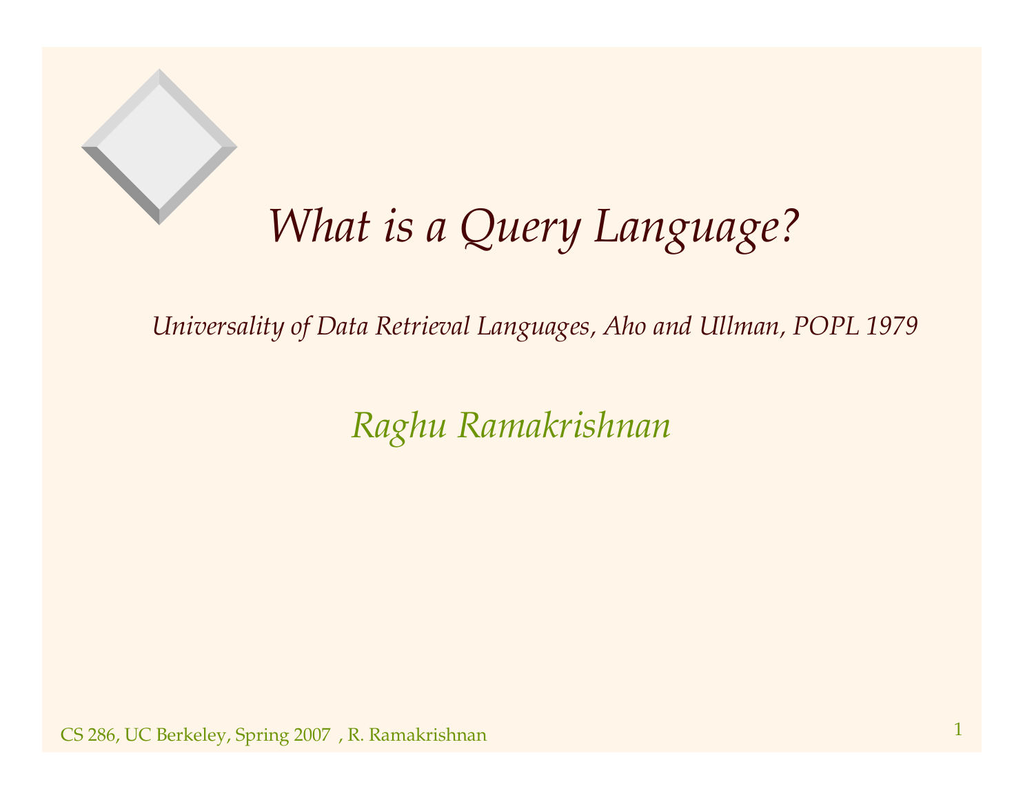# *What is a Query Language?*

*Universality of Data Retrieval Languages, Aho and Ullman, POPL 1979*

*Raghu Ramakrishnan*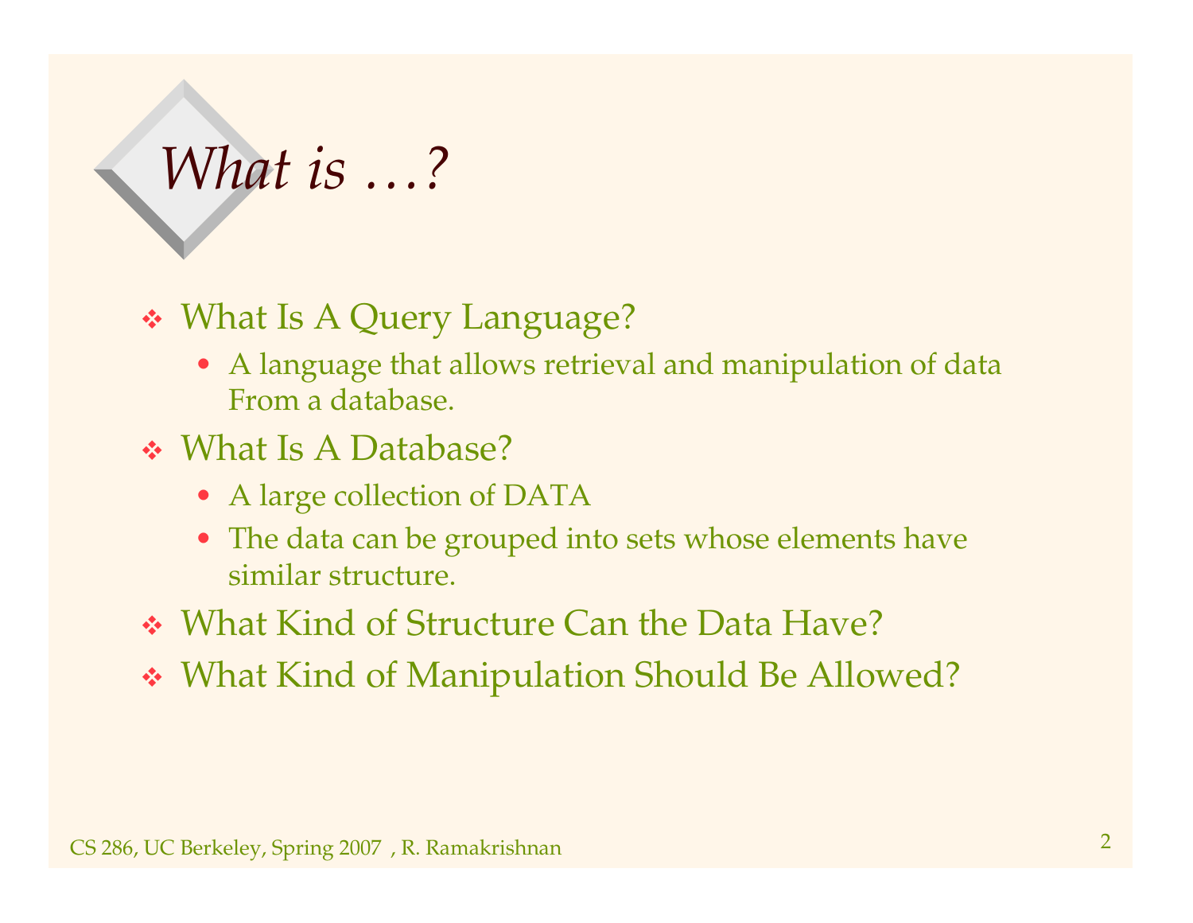# *What is …?*

- What Is A Query Language?
  - A language that allows retrieval and manipulation of data From a database.
- What Is A Database?
  - A large collection of DATA
  - The data can be grouped into sets whose elements have similar structure.
- What Kind of Structure Can the Data Have?
- What Kind of Manipulation Should Be Allowed?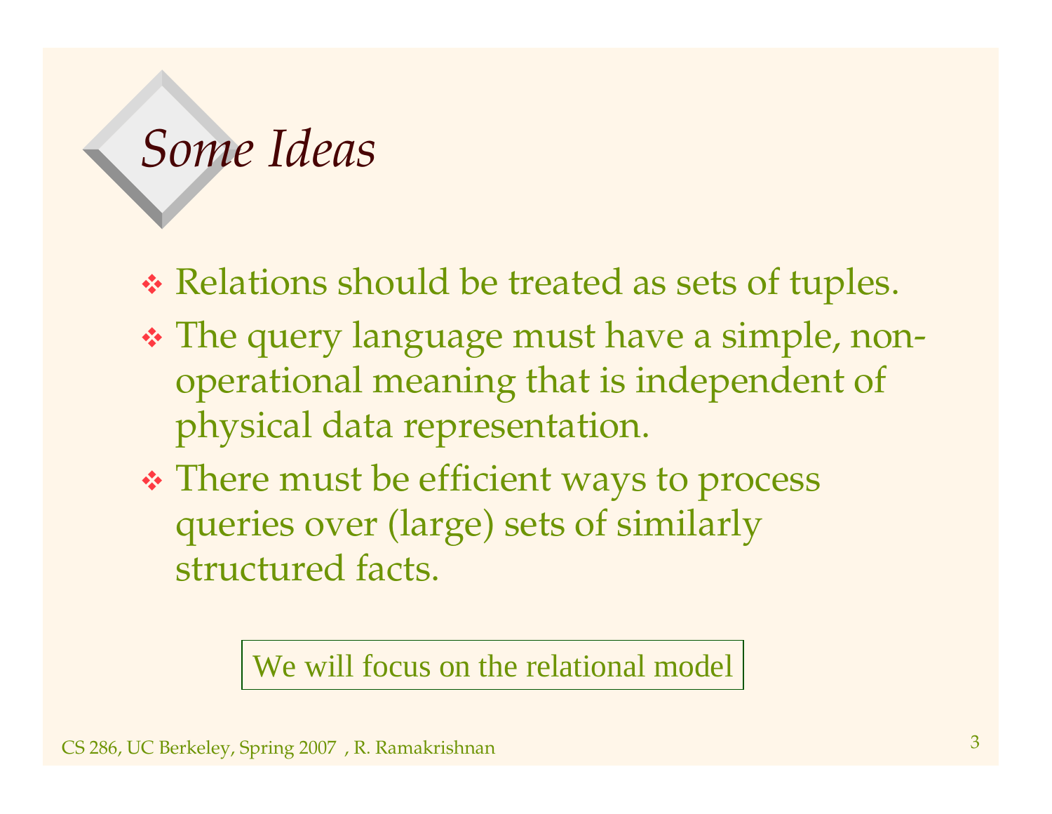# Some Ideas

- Relations should be treated as sets of tuples.
- The query language must have a simple, non-operational meaning that is independent of physical data representation.
- There must be efficient ways to process queries over (large) sets of similarly structured facts.

We will focus on the relational model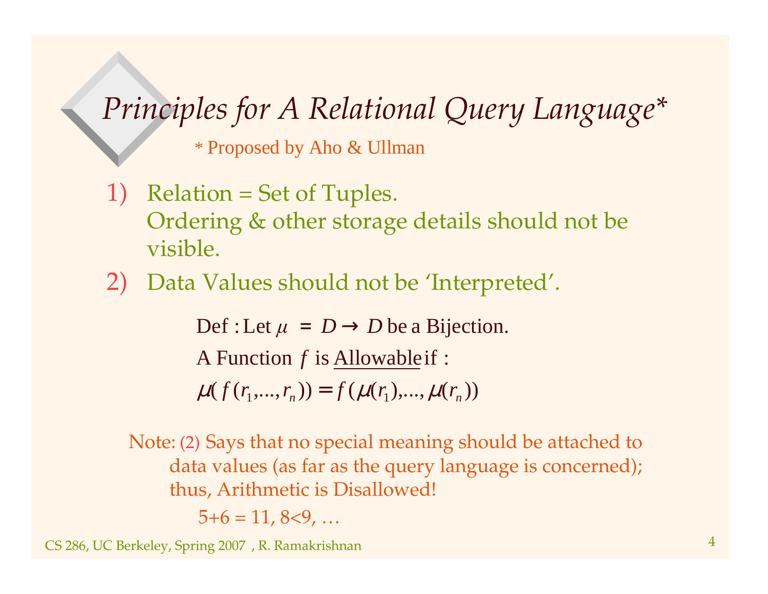# *Principles for A Relational Query Language\**

\* Proposed by Aho & Ullman

1) Relation = Set of Tuples.
   Ordering & other storage details should not be visible.
2) Data Values should not be 'Interpreted'.

   Def : Let $\mu = D \rightarrow D$ be a Bijection.

   A Function $f$ is <u>Allowable</u> if :

   $$\mu(f(r_1,...,r_n)) = f(\mu(r_1),...,\mu(r_n))$$

Note: (2) Says that no special meaning should be attached to data values (as far as the query language is concerned); thus, Arithmetic is Disallowed!

5+6 = 11, 8<9, …

CS 286, UC Berkeley, Spring 2007 , R. Ramakrishnan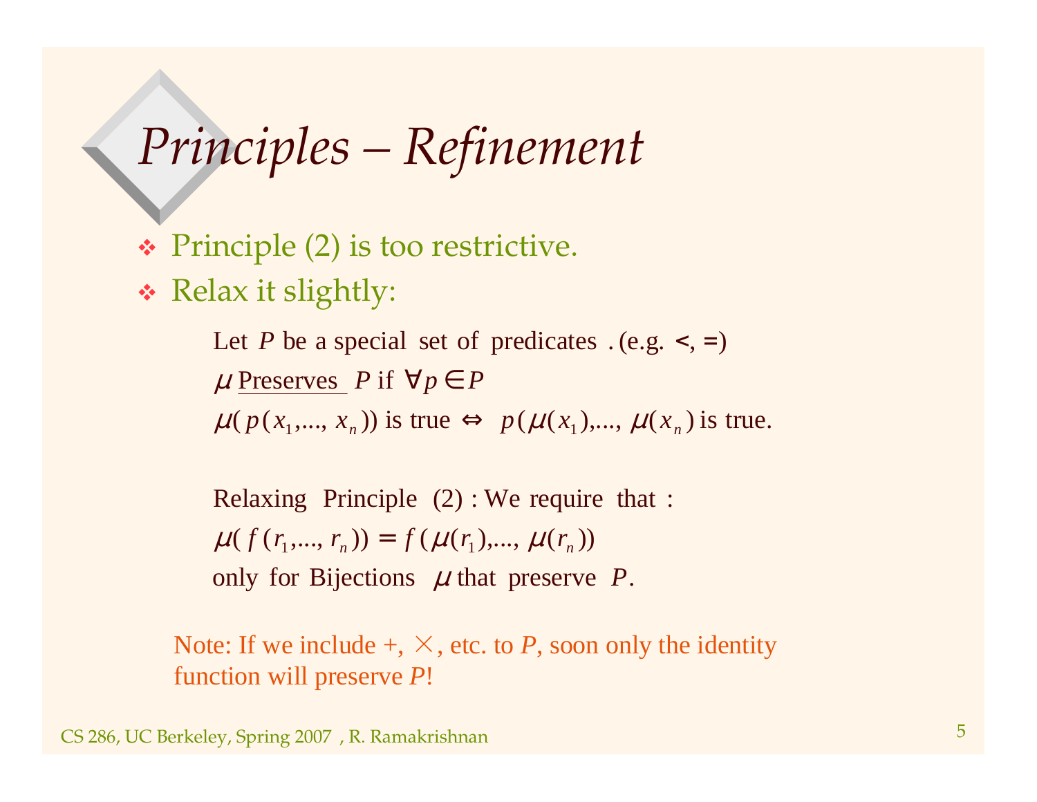# Principles – Refinement

- Principle (2) is too restrictive.
- Relax it slightly:

Let $P$ be a special set of predicates. (e.g. <, =)

$\mu$ Preserves $P$ if $\forall p \in P$

$\mu(p(x_1,..., x_n))$ is true $\Leftrightarrow$ $p(\mu(x_1),..., \mu(x_n))$ is true.

Relaxing Principle (2): We require that:

$\mu(f(r_1,..., r_n)) = f(\mu(r_1),..., \mu(r_n))$

only for Bijections $\mu$ that preserve $P$.

Note: If we include +, $\times$, etc. to $P$, soon only the identity function will preserve $P$!

CS 286, UC Berkeley, Spring 2007, R. Ramakrishnan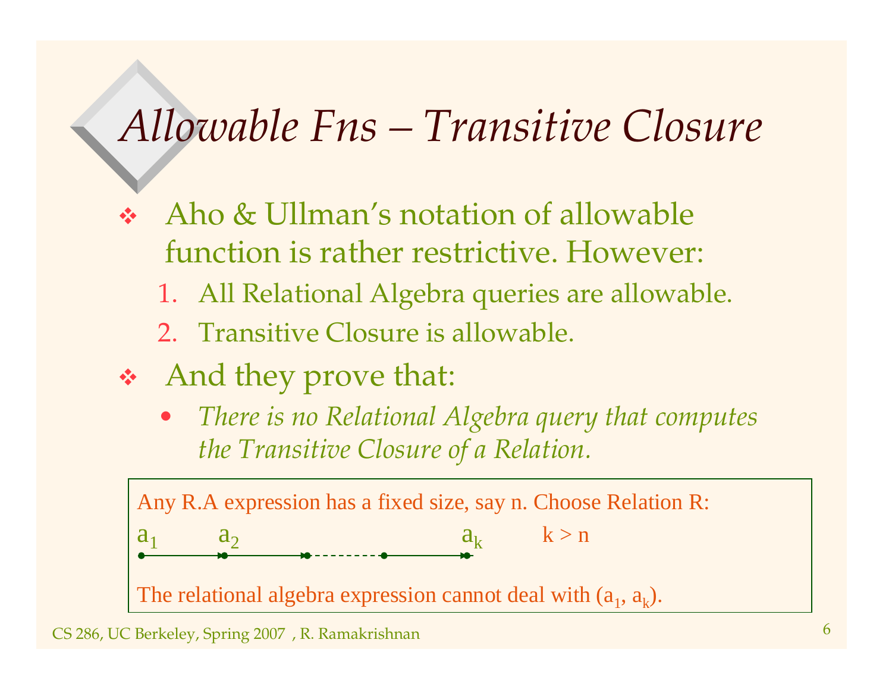# *Allowable Fns – Transitive Closure*

- Aho & Ullman's notation of allowable function is rather restrictive. However:
  1. All Relational Algebra queries are allowable.
  2. Transitive Closure is allowable.
- And they prove that:
  - *There is no Relational Algebra query that computes the Transitive Closure of a Relation.*

Any R.A expression has a fixed size, say n. Choose Relation R:

$a_1 \rightarrow a_2 \rightarrow \cdots \rightarrow a_k$ $\quad k > n$

The relational algebra expression cannot deal with $(a_1, a_k)$.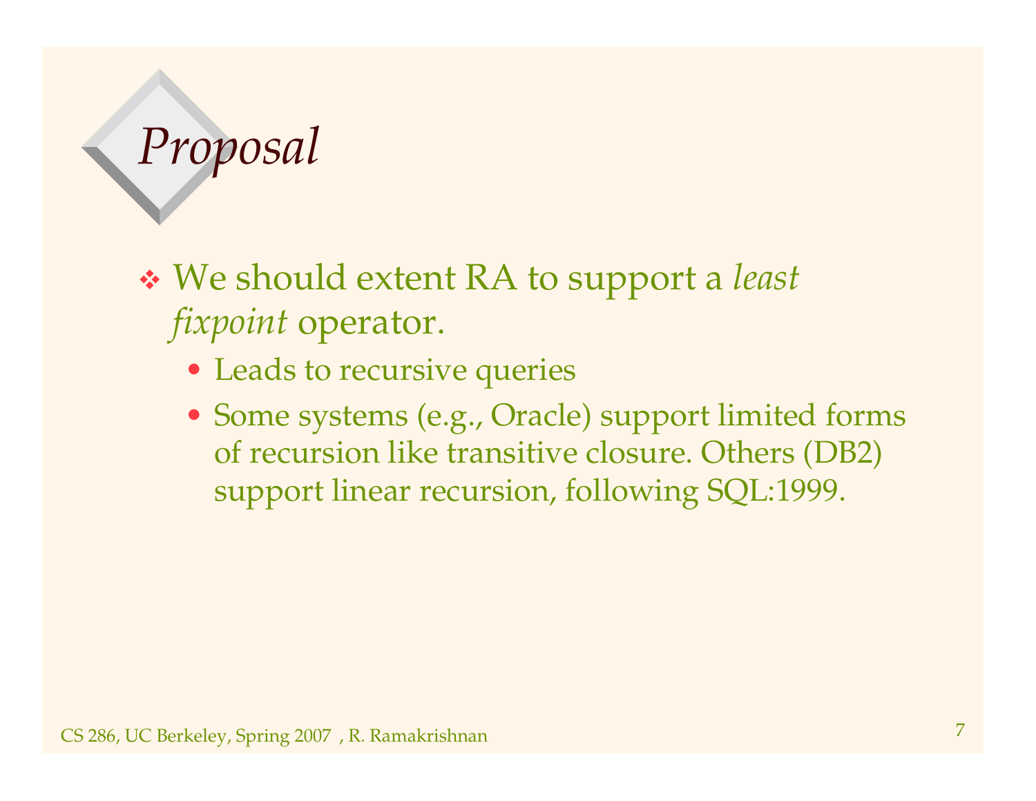# *Proposal*

- We should extent RA to support a *least fixpoint* operator.
  - Leads to recursive queries
  - Some systems (e.g., Oracle) support limited forms of recursion like transitive closure. Others (DB2) support linear recursion, following SQL:1999.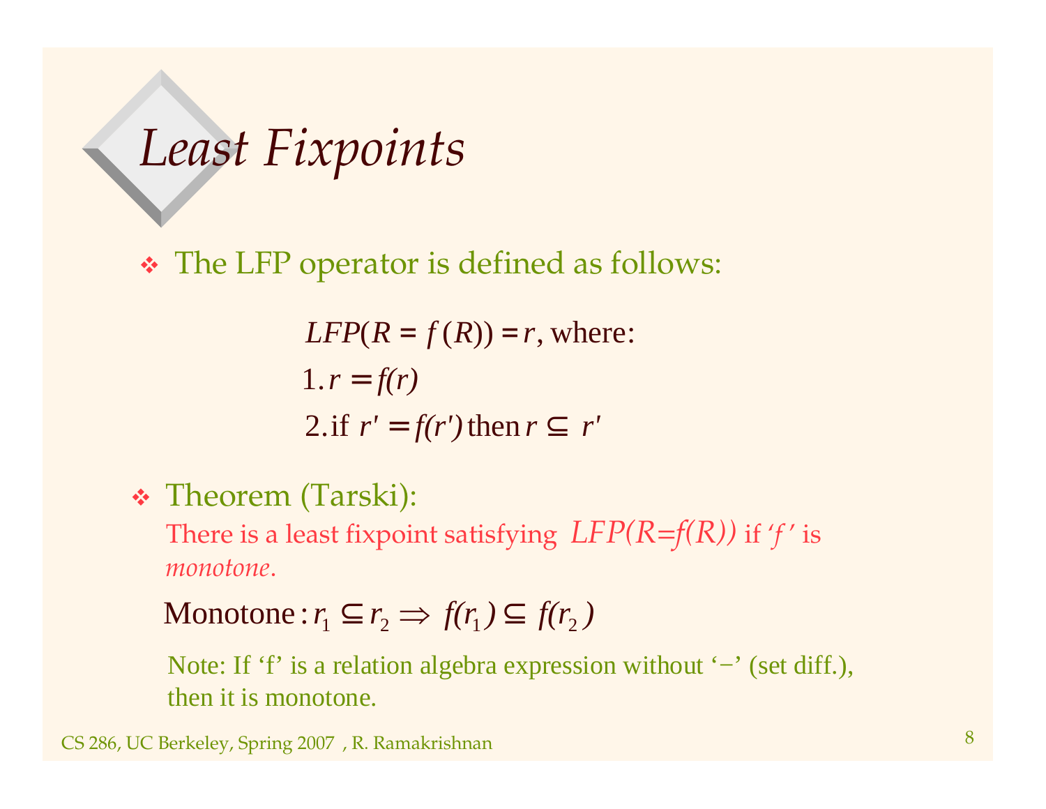# Least Fixpoints

- The LFP operator is defined as follows:

$$LFP(R = f(R)) = r, \text{ where:}$$
$$1. \; r = f(r)$$
$$2. \text{ if } r' = f(r') \text{ then } r \subseteq r'$$

- Theorem (Tarski):
  There is a least fixpoint satisfying *LFP(R=f(R))* if '*f*' is *monotone*.

  $$\text{Monotone}: r_1 \subseteq r_2 \Rightarrow f(r_1) \subseteq f(r_2)$$

  Note: If 'f' is a relation algebra expression without '−' (set diff.), then it is monotone.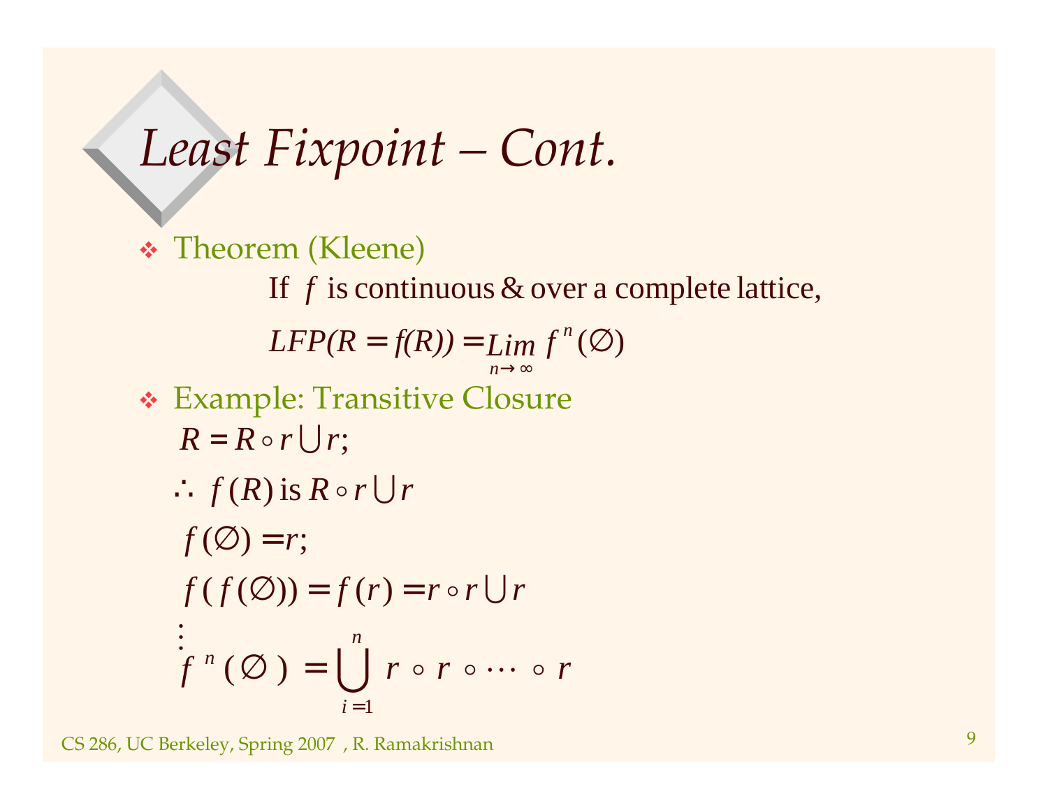# *Least Fixpoint – Cont.*

- Theorem (Kleene)

  If $f$ is continuous & over a complete lattice,

  $$LFP(R = f(R)) = \lim_{n \to \infty} f^n(\emptyset)$$

- Example: Transitive Closure

  $R = R \circ r \bigcup r;$

  $\therefore\ f(R)$ is $R \circ r \bigcup r$

  $f(\emptyset) = r;$

  $f(f(\emptyset)) = f(r) = r \circ r \bigcup r$

  $\vdots$

  $$f^n(\emptyset) = \bigcup_{i=1}^{n} r \circ r \circ \cdots \circ r$$

CS 286, UC Berkeley, Spring 2007 , R. Ramakrishnan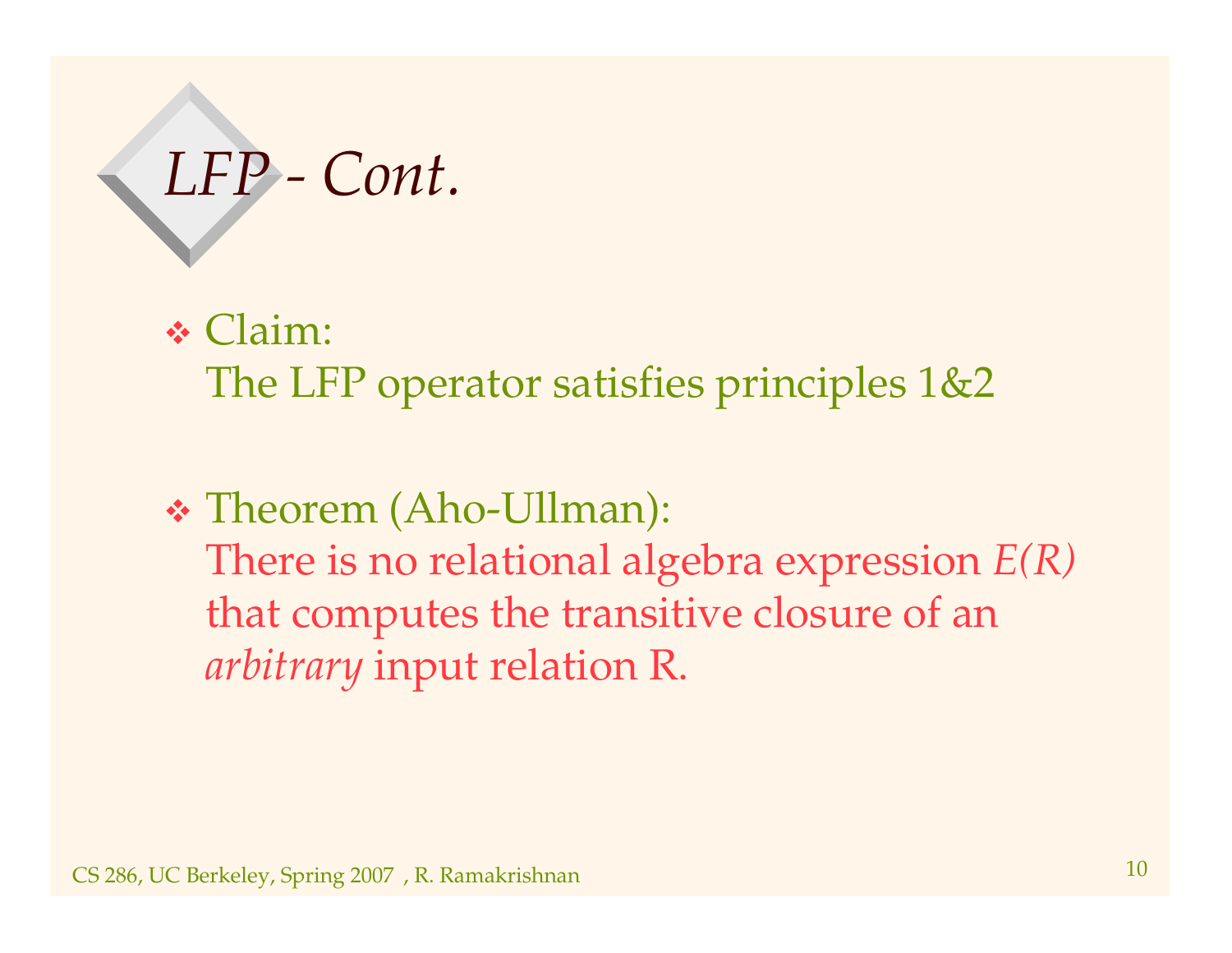# *LFP - Cont.*

- Claim:
  The LFP operator satisfies principles 1&2

- Theorem (Aho-Ullman):
  There is no relational algebra expression *E(R)* that computes the transitive closure of an *arbitrary* input relation R.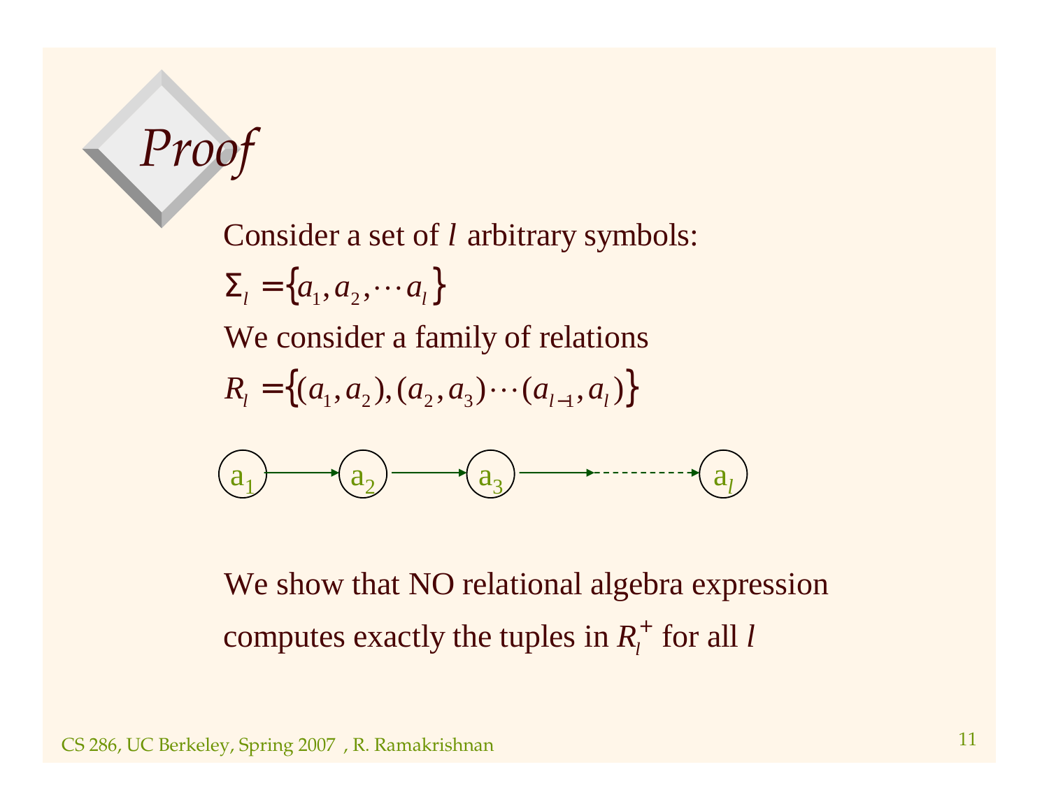# *Proof*

Consider a set of $l$ arbitrary symbols:

$$\Sigma_l = \{a_1, a_2, \cdots a_l\}$$

We consider a family of relations

$$R_l = \{(a_1, a_2), (a_2, a_3) \cdots (a_{l-1}, a_l)\}$$

$a_1 \rightarrow a_2 \rightarrow a_3 \rightarrow \cdots \rightarrow a_l$

We show that NO relational algebra expression computes exactly the tuples in $R_l^+$ for all $l$

CS 286, UC Berkeley, Spring 2007 , R. Ramakrishnan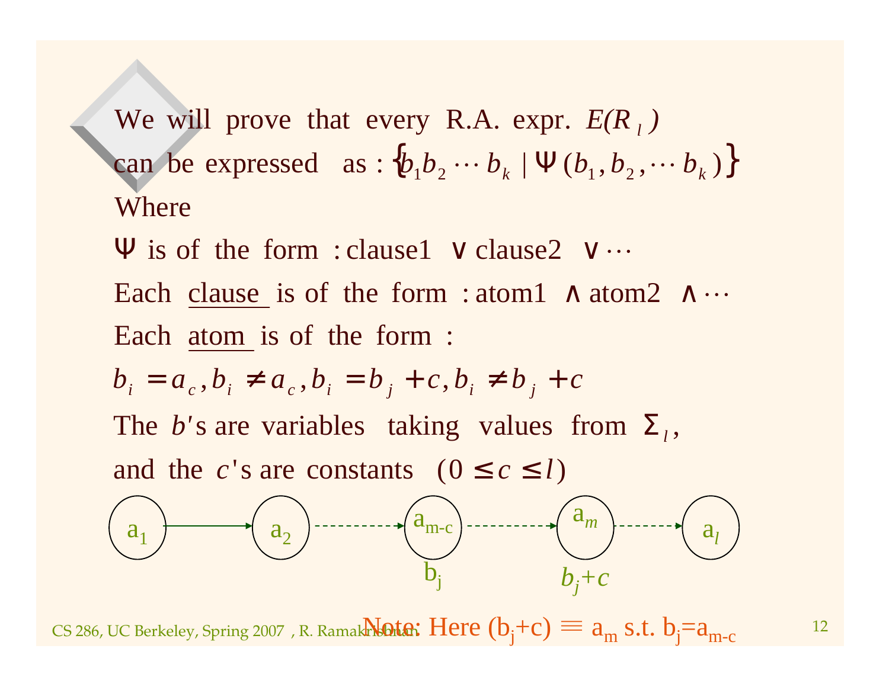We will prove that every R.A. expr. $E(R_l)$ can be expressed as : $\{b_1 b_2 \cdots b_k \mid \Psi(b_1, b_2, \cdots b_k)\}$

Where

$\Psi$ is of the form : clause1 $\vee$ clause2 $\vee \cdots$

Each clause is of the form : atom1 $\wedge$ atom2 $\wedge \cdots$

Each atom is of the form :

$b_i = a_c, b_i \neq a_c, b_i = b_j + c, b_i \neq b_j + c$

The $b$'s are variables taking values from $\Sigma_l$,

and the $c$'s are constants $(0 \leq c \leq l)$

$a_1 \rightarrow a_2 \dashrightarrow a_{m-c} \dashrightarrow a_m \dashrightarrow a_l$

$b_j$ (at $a_{m-c}$), $b_j + c$ (at $a_m$)

Note: Here $(b_j+c) \equiv a_m$ s.t. $b_j = a_{m-c}$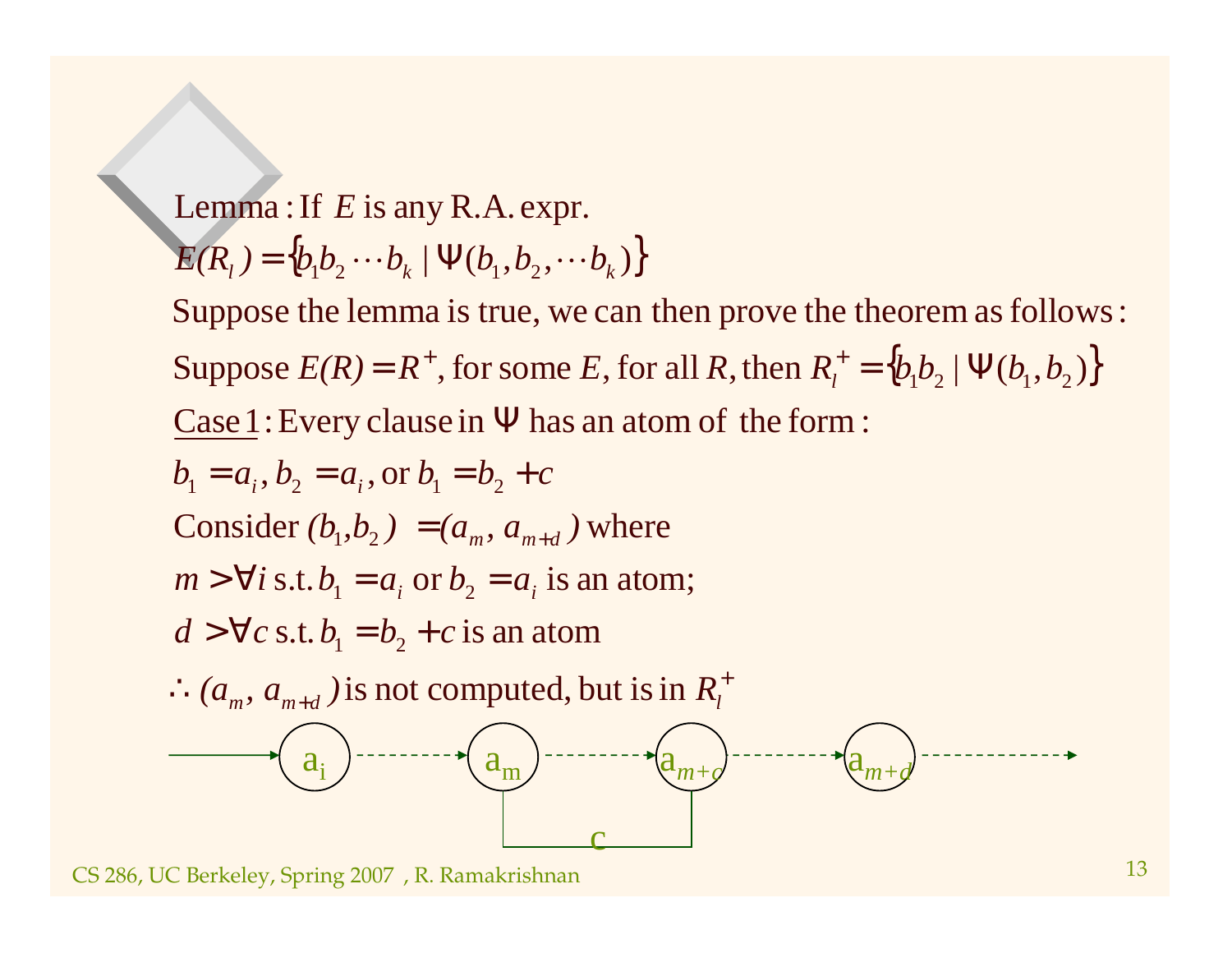Lemma : If $E$ is any R.A. expr.

$E(R_l) = \{b_1 b_2 \cdots b_k \mid \Psi(b_1, b_2, \cdots b_k)\}$

Suppose the lemma is true, we can then prove the theorem as follows :

Suppose $E(R) = R^+$, for some $E$, for all $R$, then $R_l^+ = \{b_1 b_2 \mid \Psi(b_1, b_2)\}$

<u>Case 1</u> : Every clause in $\Psi$ has an atom of the form :

$b_1 = a_i, b_2 = a_i$, or $b_1 = b_2 + c$

Consider $(b_1, b_2) = (a_m, a_{m+d})$ where

$m > \forall i$ s.t. $b_1 = a_i$ or $b_2 = a_i$ is an atom;

$d > \forall c$ s.t. $b_1 = b_2 + c$ is an atom

$\therefore (a_m, a_{m+d})$ is not computed, but is in $R_l^+$

$\longrightarrow (a_i) \dashrightarrow (a_m) \dashrightarrow (a_{m+c}) \dashrightarrow (a_{m+d}) \dashrightarrow$

(with $a_m$ and $a_{m+c}$ connected by a bracket labeled c)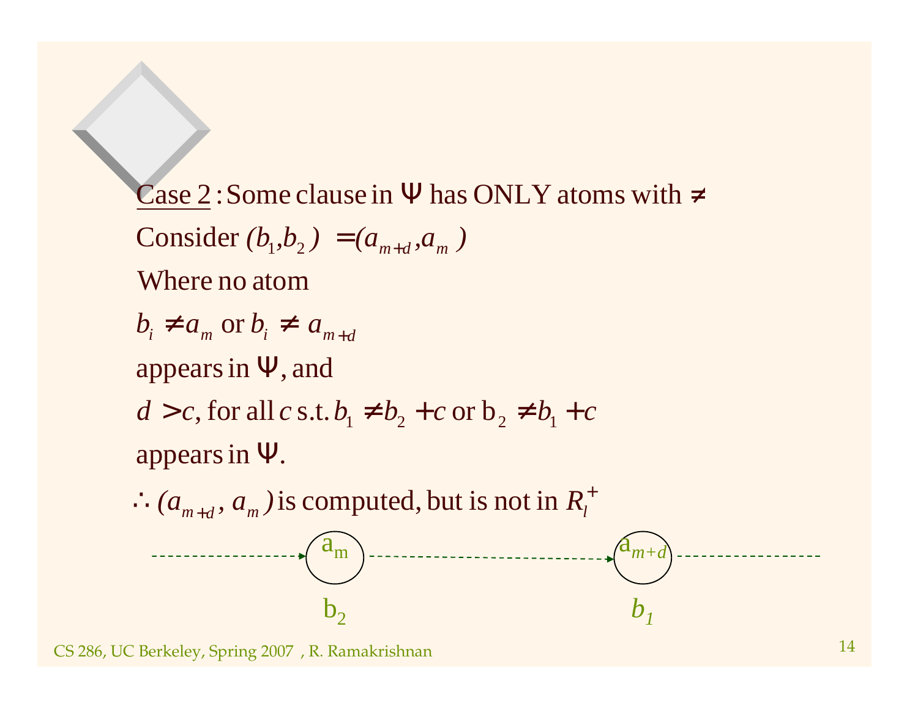Case 2 : Some clause in $\Psi$ has ONLY atoms with $\neq$

Consider $(b_1, b_2) = (a_{m+d}, a_m)$

Where no atom

$b_i \neq a_m$ or $b_i \neq a_{m+d}$

appears in $\Psi$, and

$d > c$, for all $c$ s.t. $b_1 \neq b_2 + c$ or $b_2 \neq b_1 + c$

appears in $\Psi$.

$\therefore (a_{m+d}, a_m)$ is computed, but is not in $R_l^+$

$a_m$ ($b_2$) → $a_{m+d}$ ($b_1$)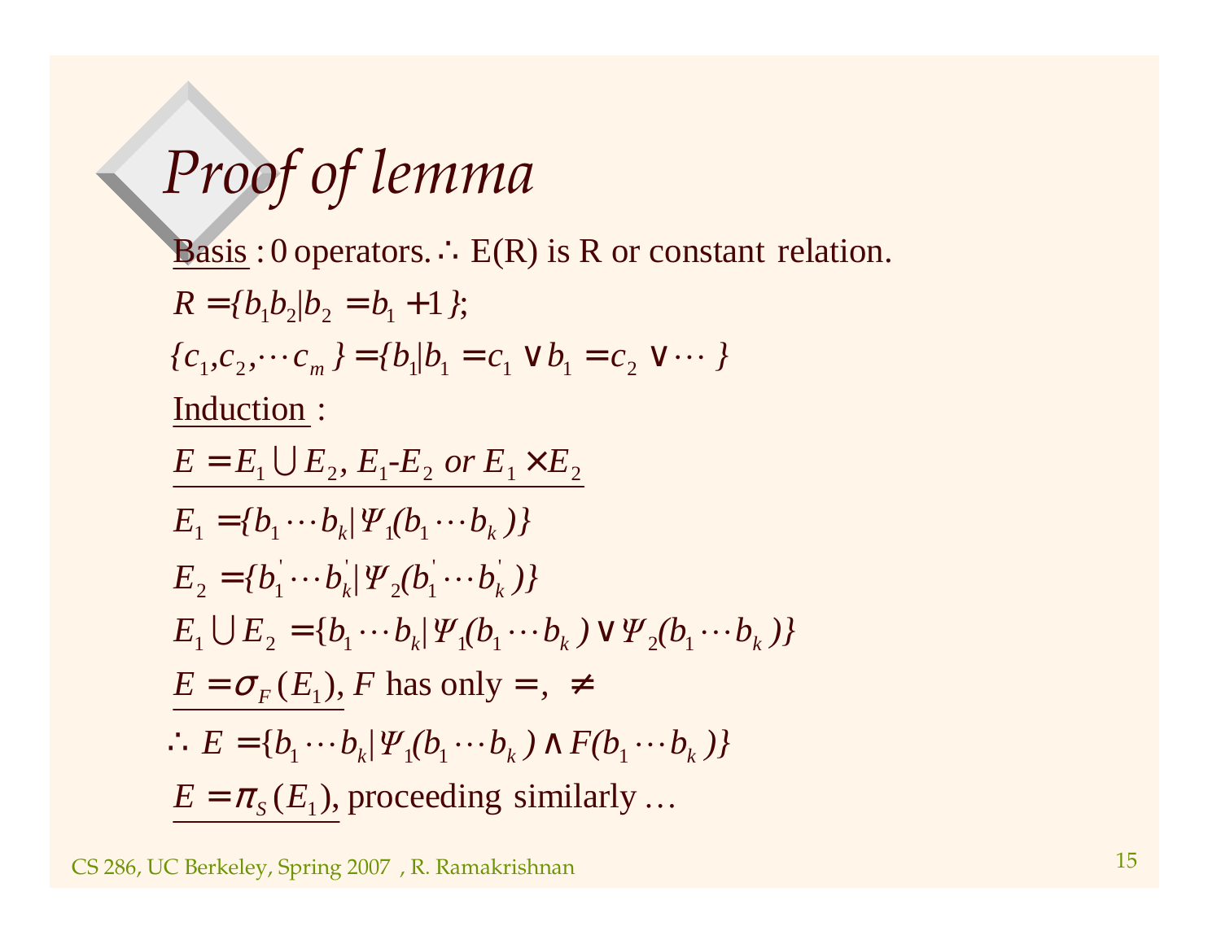# Proof of lemma

Basis : 0 operators. $\therefore$ E(R) is R or constant relation.

$R = \{b_1 b_2 | b_2 = b_1 + 1\};$

$\{c_1, c_2, \cdots c_m\} = \{b_1 | b_1 = c_1 \vee b_1 = c_2 \vee \cdots\}$

Induction :

$E = E_1 \cup E_2,\ E_1\text{-}E_2 \ or\ E_1 \times E_2$

$E_1 = \{b_1 \cdots b_k | \Psi_1(b_1 \cdots b_k)\}$

$E_2 = \{b_1^{'} \cdots b_k^{'} | \Psi_2(b_1^{'} \cdots b_k^{'})\}$

$E_1 \cup E_2 = \{b_1 \cdots b_k | \Psi_1(b_1 \cdots b_k) \vee \Psi_2(b_1 \cdots b_k)\}$

$E = \sigma_F(E_1)$, $F$ has only $=$, $\neq$

$\therefore E = \{b_1 \cdots b_k | \Psi_1(b_1 \cdots b_k) \wedge F(b_1 \cdots b_k)\}$

$E = \pi_S(E_1)$, proceeding similarly …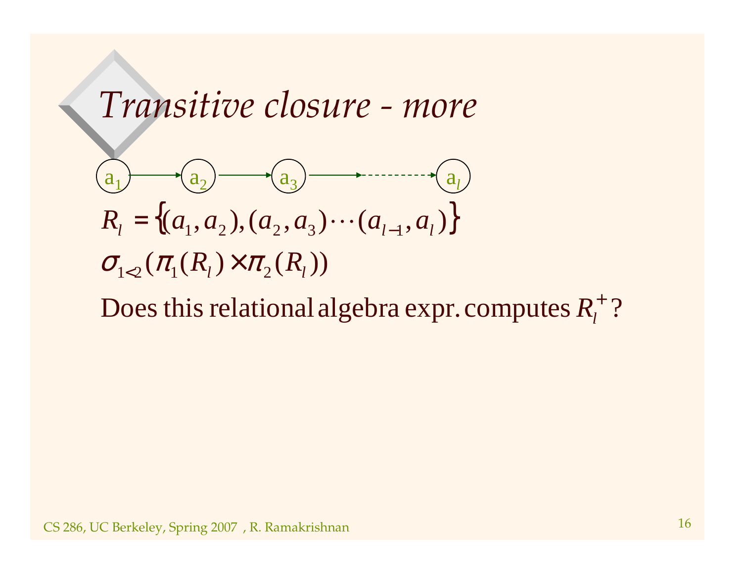# *Transitive closure - more*

$a_1 \rightarrow a_2 \rightarrow a_3 \rightarrow \cdots \rightarrow a_l$

$$R_l = \{(a_1, a_2), (a_2, a_3) \cdots (a_{l-1}, a_l)\}$$

$$\sigma_{1<2}(\pi_1(R_l) \times \pi_2(R_l))$$

Does this relational algebra expr. computes $R_l^+$?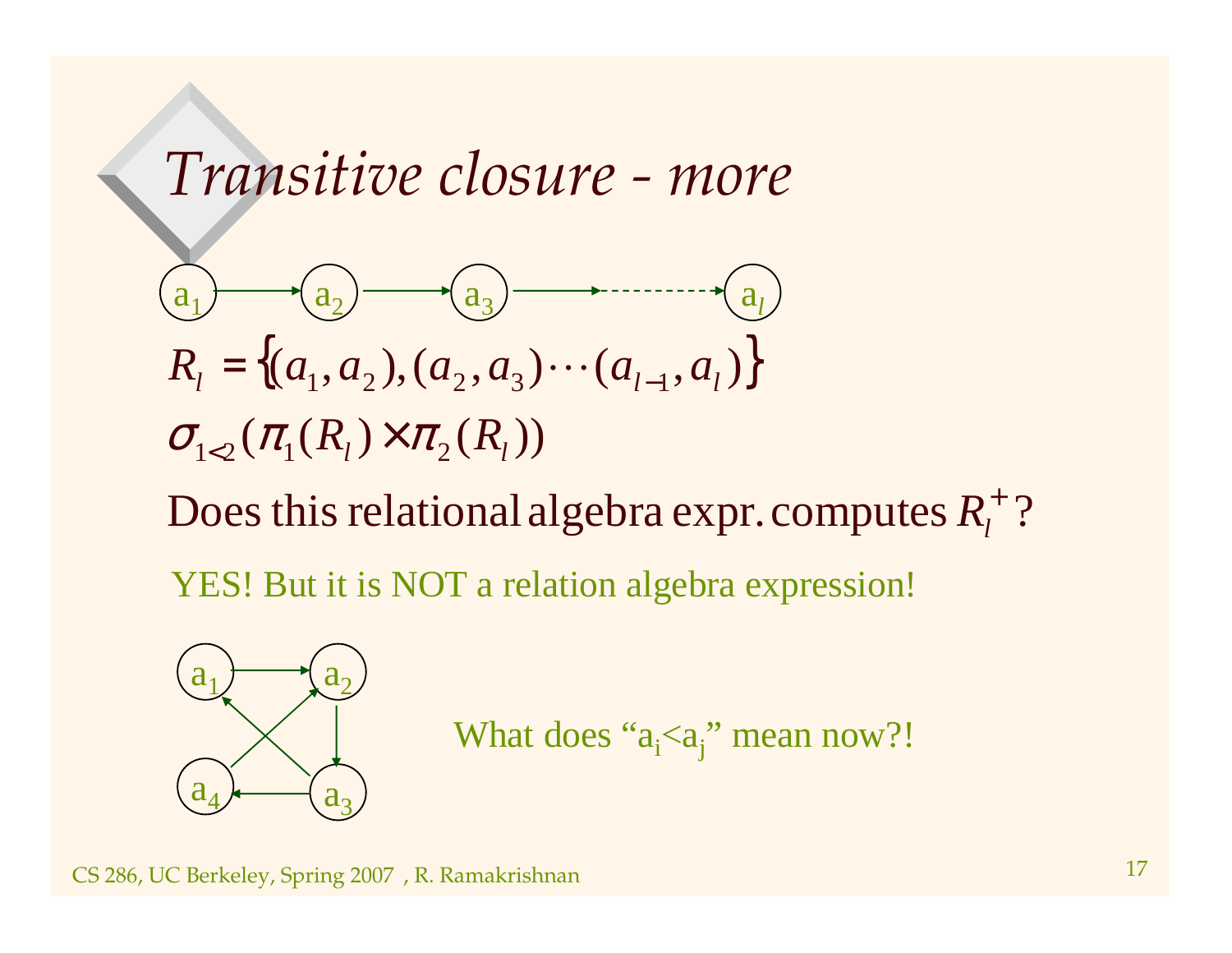# *Transitive closure - more*

a$_1$ → a$_2$ → a$_3$ → ······ → a$_l$

$$R_l = \{(a_1, a_2), (a_2, a_3) \cdots (a_{l-1}, a_l)\}$$

$$\sigma_{1<2}(\pi_1(R_l) \times \pi_2(R_l))$$

Does this relational algebra expr. computes $R_l^+$?

YES! But it is NOT a relation algebra expression!

What does "$a_i$<$a_j$" mean now?!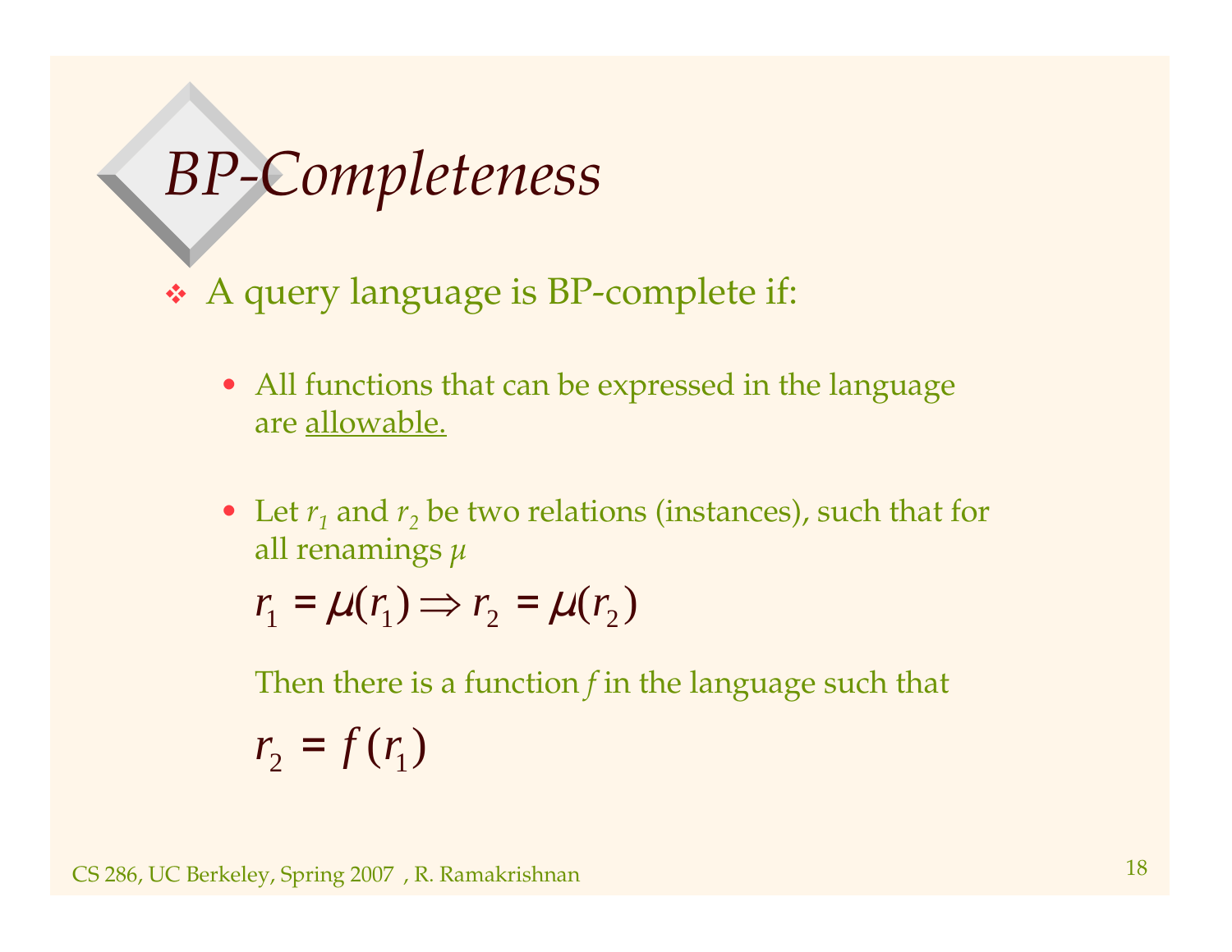# *BP-Completeness*

- A query language is BP-complete if:
  - All functions that can be expressed in the language are <u>allowable.</u>
  - Let $r_1$ and $r_2$ be two relations (instances), such that for all renamings $\mu$

    $$r_1 = \mu(r_1) \Rightarrow r_2 = \mu(r_2)$$

    Then there is a function $f$ in the language such that

    $$r_2 = f(r_1)$$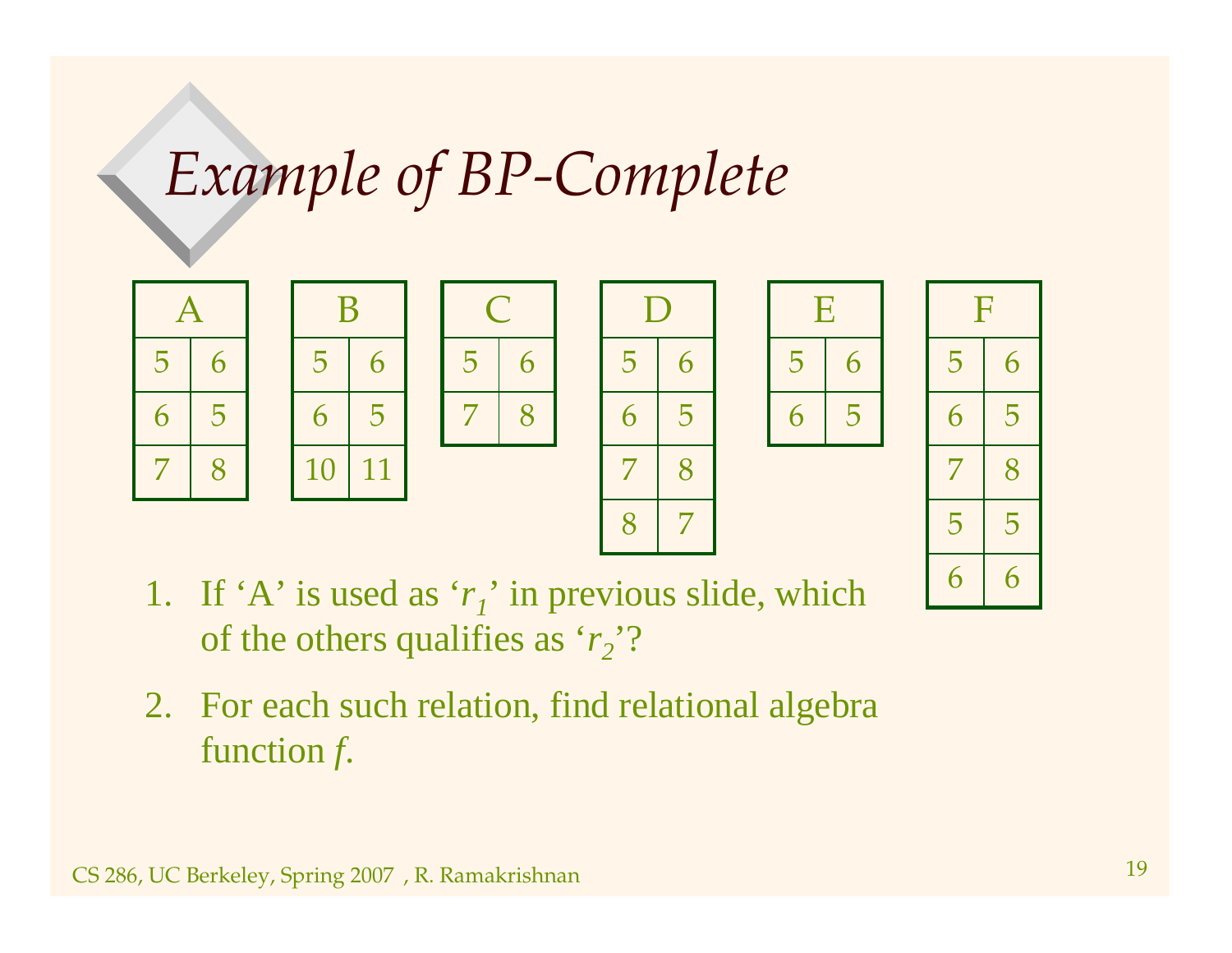# Example of BP-Complete

**A**

| | |
|---|---|
| 5 | 6 |
| 6 | 5 |
| 7 | 8 |

**B**

| | |
|---|---|
| 5 | 6 |
| 6 | 5 |
| 10 | 11 |

**C**

| | |
|---|---|
| 5 | 6 |
| 7 | 8 |

**D**

| | |
|---|---|
| 5 | 6 |
| 6 | 5 |
| 7 | 8 |
| 8 | 7 |

**E**

| | |
|---|---|
| 5 | 6 |
| 6 | 5 |

**F**

| | |
|---|---|
| 5 | 6 |
| 6 | 5 |
| 7 | 8 |
| 5 | 5 |
| 6 | 6 |

1. If 'A' is used as '$r_1$' in previous slide, which of the others qualifies as '$r_2$'?
2. For each such relation, find relational algebra function *f*.

CS 286, UC Berkeley, Spring 2007 , R. Ramakrishnan